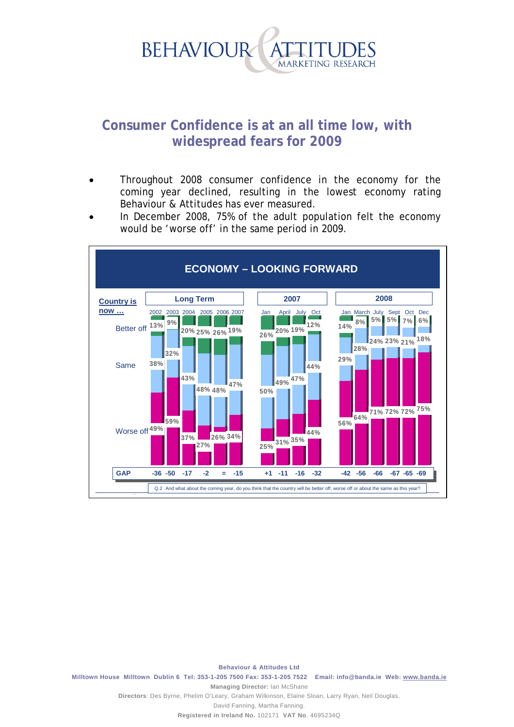## Consumer Confidence is at an all time low, with widespread fears for 2009

- Throughout 2008 consumer confidence in the economy for the coming year declined, resulting in the lowest economy rating Behaviour & Attitudes has ever measured.
- In December 2008, 75% of the adult population felt the economy would be 'worse off' in the same period in 2009.

### ECONOMY – LOOKING FORWARD

| Country is now … | Long Term | | | | | | 2007 | | | | 2008 | | | | | |
|---|---|---|---|---|---|---|---|---|---|---|---|---|---|---|---|---|
| | 2002 | 2003 | 2004 | 2005 | 2006 | 2007 | Jan | April | July | Oct | Jan | March | July | Sept | Oct | Dec |
| Better off | 13% | 9% | 20% | 25% | 26% | 19% | 26% | 20% | 19% | 12% | 14% | 8% | 5% | 5% | 7% | 6% |
| Same | 38% | 32% | 43% | 48% | 48% | 47% | 50% | 49% | 47% | 44% | 29% | 28% | 24% | 23% | 21% | 18% |
| Worse off | 49% | 59% | 37% | 27% | 26% | 34% | 25% | 31% | 35% | 44% | 56% | 64% | 71% | 72% | 72% | 75% |
| GAP | -36 | -50 | -17 | -2 | = | -15 | +1 | -11 | -16 | -32 | -42 | -56 | -66 | -67 | -65 | -69 |

Q.2 And what about the coming year, do you think that the country will be better off, worse off or about the same as this year?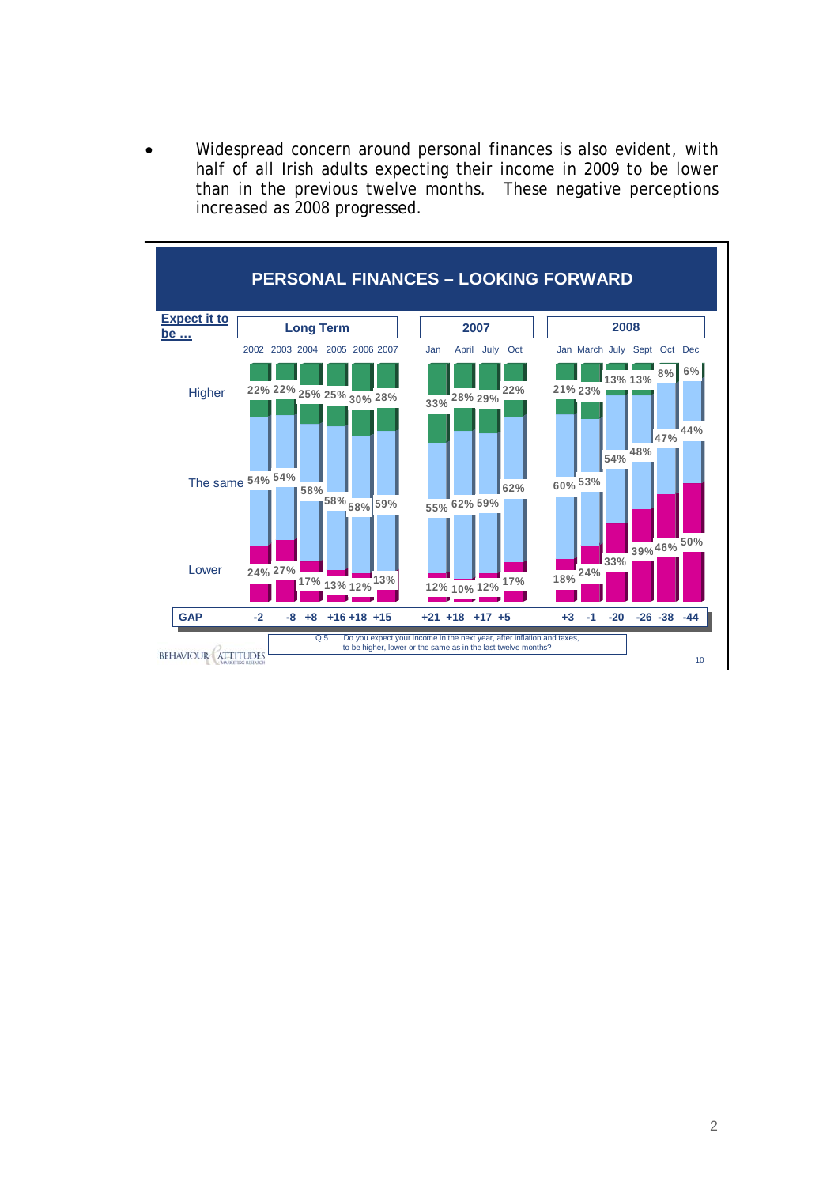- Widespread concern around personal finances is also evident, with half of all Irish adults expecting their income in 2009 to be lower than in the previous twelve months. These negative perceptions increased as 2008 progressed.

**PERSONAL FINANCES – LOOKING FORWARD**

| Expect it to be … | Long Term | | | | | | 2007 | | | | 2008 | | | | | |
|---|---|---|---|---|---|---|---|---|---|---|---|---|---|---|---|---|
| | 2002 | 2003 | 2004 | 2005 | 2006 | 2007 | Jan | April | July | Oct | Jan | March | July | Sept | Oct | Dec |
| Higher | 22% | 22% | 25% | 25% | 30% | 28% | 33% | 28% | 29% | 22% | 21% | 23% | 13% | 13% | 8% | 6% |
| The same | 54% | 54% | 58% | 58% | 58% | 59% | 55% | 62% | 59% | 62% | 60% | 53% | 54% | 48% | 47% | 44% |
| Lower | 24% | 27% | 17% | 13% | 12% | 13% | 12% | 10% | 12% | 17% | 18% | 24% | 33% | 39% | 46% | 50% |
| GAP | -2 | -8 | +8 | +16 | +18 | +15 | +21 | +18 | +17 | +5 | +3 | -1 | -20 | -26 | -38 | -44 |

Q.5 Do you expect your income in the next year, after inflation and taxes, to be higher, lower or the same as in the last twelve months?

BEHAVIOUR & ATTITUDES MARKETING RESEARCH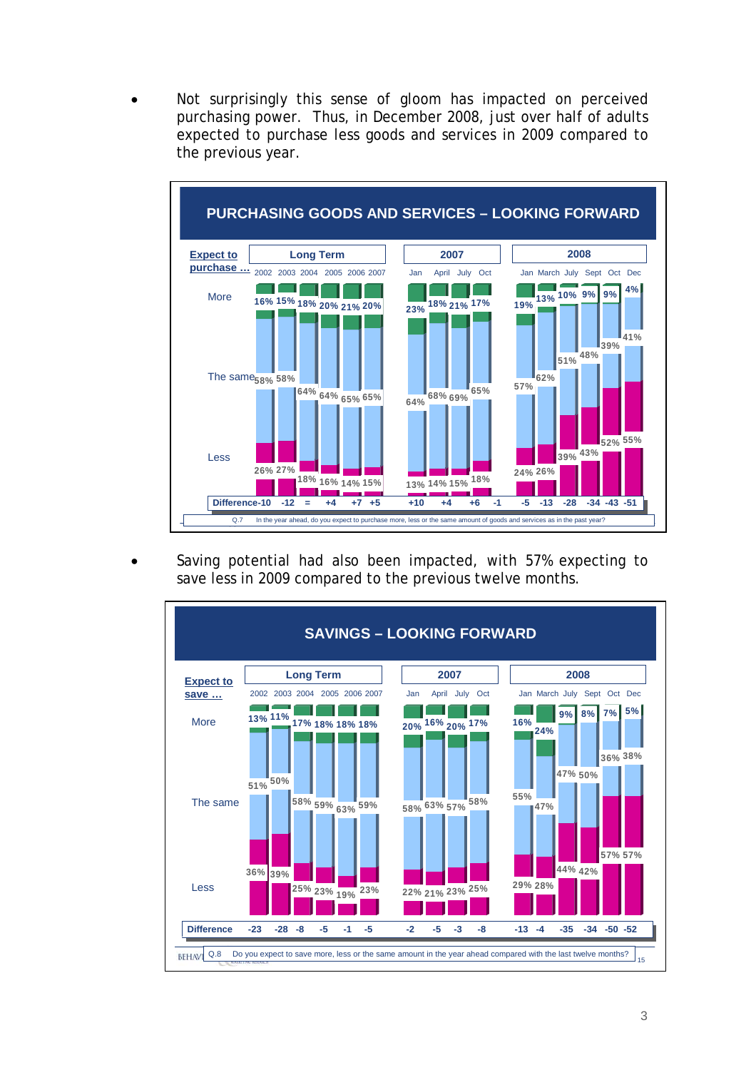- Not surprisingly this sense of gloom has impacted on perceived purchasing power. Thus, in December 2008, just over half of adults expected to purchase less goods and services in 2009 compared to the previous year.

**PURCHASING GOODS AND SERVICES – LOOKING FORWARD**

| Expect to purchase … | Long Term 2002 | 2003 | 2004 | 2005 | 2006 | 2007 | 2007 Jan | April | July | Oct | 2008 Jan | March | July | Sept | Oct | Dec |
|---|---|---|---|---|---|---|---|---|---|---|---|---|---|---|---|---|
| More | 16% | 15% | 18% | 20% | 21% | 20% | 23% | 18% | 21% | 17% | 19% | 13% | 10% | 9% | 9% | 4% |
| The same | 58% | 58% | 64% | 64% | 65% | 65% | 64% | 68% | 69% | 65% | 57% | 62% | 51% | 48% | 39% | 41% |
| Less | 26% | 27% | 18% | 16% | 14% | 15% | 13% | 14% | 15% | 18% | 24% | 26% | 39% | 43% | 52% | 55% |
| Difference | -10 | -12 | = | +4 | +7 | +5 | +10 | +4 | +6 | -1 | -5 | -13 | -28 | -34 | -43 | -51 |

Q.7 In the year ahead, do you expect to purchase more, less or the same amount of goods and services as in the past year?

- Saving potential had also been impacted, with 57% expecting to save less in 2009 compared to the previous twelve months.

**SAVINGS – LOOKING FORWARD**

| Expect to save … | Long Term 2002 | 2003 | 2004 | 2005 | 2006 | 2007 | 2007 Jan | April | July | Oct | 2008 Jan | March | July | Sept | Oct | Dec |
|---|---|---|---|---|---|---|---|---|---|---|---|---|---|---|---|---|
| More | 13% | 11% | 17% | 18% | 18% | 18% | 20% | 16% | 20% | 17% | 16% | 24% | 9% | 8% | 7% | 5% |
| The same | 51% | 50% | 58% | 59% | 63% | 59% | 58% | 63% | 57% | 58% | 55% | 47% | 47% | 50% | 36% | 38% |
| Less | 36% | 39% | 25% | 23% | 19% | 23% | 22% | 21% | 23% | 25% | 29% | 28% | 44% | 42% | 57% | 57% |
| Difference | -23 | -28 | -8 | -5 | -1 | -5 | -2 | -5 | -3 | -8 | -13 | -4 | -35 | -34 | -50 | -52 |

Q.8 Do you expect to save more, less or the same amount in the year ahead compared with the last twelve months?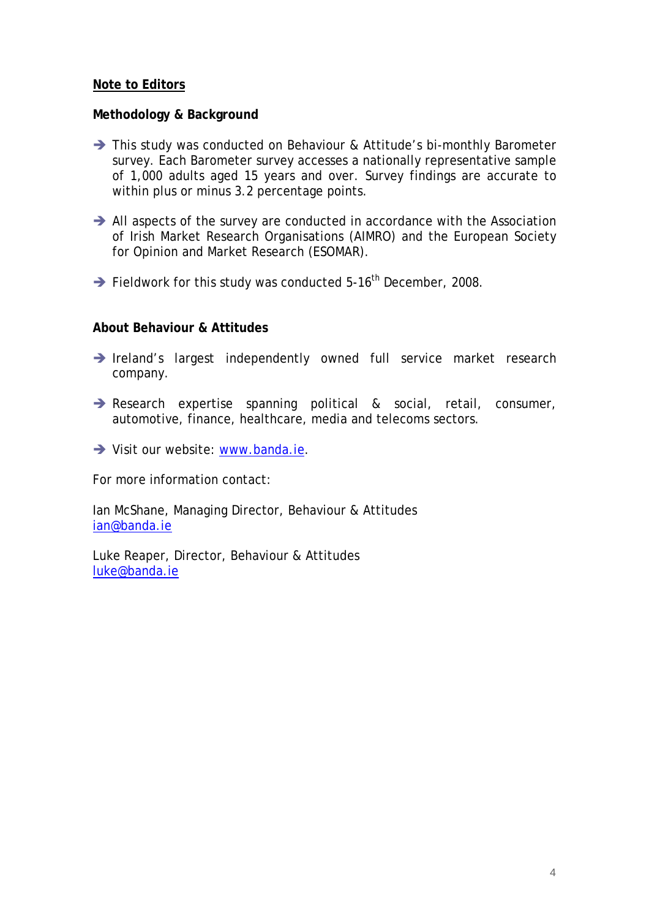## Note to Editors

### Methodology & Background

- This study was conducted on Behaviour & Attitude's bi-monthly Barometer survey. Each Barometer survey accesses a nationally representative sample of 1,000 adults aged 15 years and over. Survey findings are accurate to within plus or minus 3.2 percentage points.

- All aspects of the survey are conducted in accordance with the Association of Irish Market Research Organisations (AIMRO) and the European Society for Opinion and Market Research (ESOMAR).

- Fieldwork for this study was conducted 5-16th December, 2008.

### About Behaviour & Attitudes

- Ireland's largest independently owned full service market research company.

- Research expertise spanning political & social, retail, consumer, automotive, finance, healthcare, media and telecoms sectors.

- Visit our website: www.banda.ie.

For more information contact:

Ian McShane, Managing Director, Behaviour & Attitudes
ian@banda.ie

Luke Reaper, Director, Behaviour & Attitudes
luke@banda.ie